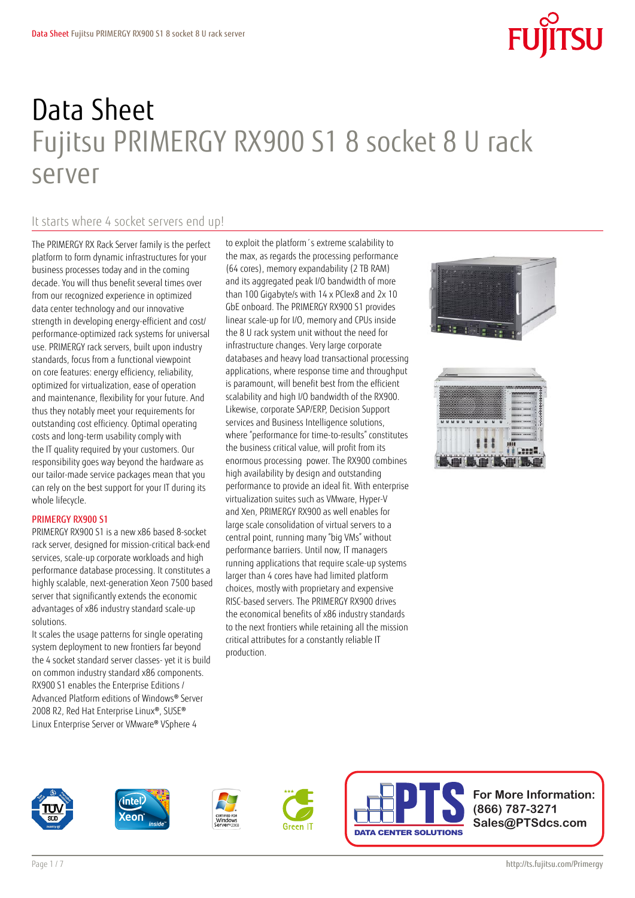# Data Sheet
## Fujitsu PRIMERGY RX900 S1 8 socket 8 U rack server

### It starts where 4 socket servers end up!

The PRIMERGY RX Rack Server family is the perfect platform to form dynamic infrastructures for your business processes today and in the coming decade. You will thus benefit several times over from our recognized experience in optimized data center technology and our innovative strength in developing energy-efficient and cost/performance-optimized rack systems for universal use. PRIMERGY rack servers, built upon industry standards, focus from a functional viewpoint on core features: energy efficiency, reliability, optimized for virtualization, ease of operation and maintenance, flexibility for your future. And thus they notably meet your requirements for outstanding cost efficiency. Optimal operating costs and long-term usability comply with the IT quality required by your customers. Our responsibility goes way beyond the hardware as our tailor-made service packages mean that you can rely on the best support for your IT during its whole lifecycle.

#### PRIMERGY RX900 S1

PRIMERGY RX900 S1 is a new x86 based 8-socket rack server, designed for mission-critical back-end services, scale-up corporate workloads and high performance database processing. It constitutes a highly scalable, next-generation Xeon 7500 based server that significantly extends the economic advantages of x86 industry standard scale-up solutions.

It scales the usage patterns for single operating system deployment to new frontiers far beyond the 4 socket standard server classes- yet it is build on common industry standard x86 components. RX900 S1 enables the Enterprise Editions / Advanced Platform editions of Windows® Server 2008 R2, Red Hat Enterprise Linux®, SUSE® Linux Enterprise Server or VMware® VSphere 4 to exploit the platform´s extreme scalability to the max, as regards the processing performance (64 cores), memory expandability (2 TB RAM) and its aggregated peak I/O bandwidth of more than 100 Gigabyte/s with 14 x PCIex8 and 2x 10 GbE onboard. The PRIMERGY RX900 S1 provides linear scale-up for I/O, memory and CPUs inside the 8 U rack system unit without the need for infrastructure changes. Very large corporate databases and heavy load transactional processing applications, where response time and throughput is paramount, will benefit best from the efficient scalability and high I/O bandwidth of the RX900. Likewise, corporate SAP/ERP, Decision Support services and Business Intelligence solutions, where "performance for time-to-results" constitutes the business critical value, will profit from its enormous processing power. The RX900 combines high availability by design and outstanding performance to provide an ideal fit. With enterprise virtualization suites such as VMware, Hyper-V and Xen, PRIMERGY RX900 as well enables for large scale consolidation of virtual servers to a central point, running many "big VMs" without performance barriers. Until now, IT managers running applications that require scale-up systems larger than 4 cores have had limited platform choices, mostly with proprietary and expensive RISC-based servers. The PRIMERGY RX900 drives the economical benefits of x86 industry standards to the next frontiers while retaining all the mission critical attributes for a constantly reliable IT production.

**For More Information:**
**(866) 787-3271**
**Sales@PTSdcs.com**

PTS DATA CENTER SOLUTIONS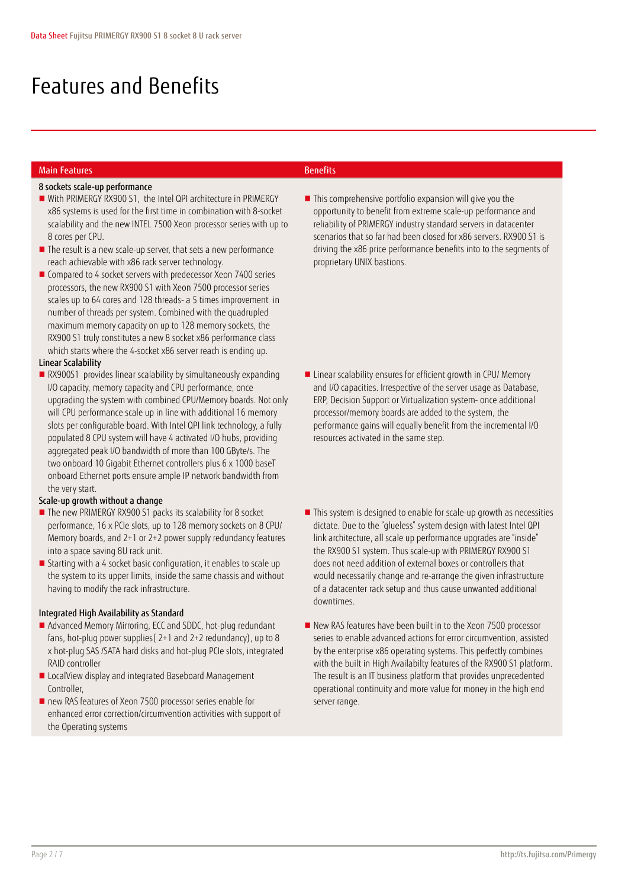# Features and Benefits

| Main Features | Benefits |
|---|---|
| **8 sockets scale-up performance**<br>■ With PRIMERGY RX900 S1, the Intel QPI architecture in PRIMERGY x86 systems is used for the first time in combination with 8-socket scalability and the new INTEL 7500 Xeon processor series with up to 8 cores per CPU.<br>■ The result is a new scale-up server, that sets a new performance reach achievable with x86 rack server technology.<br>■ Compared to 4 socket servers with predecessor Xeon 7400 series processors, the new RX900 S1 with Xeon 7500 processor series scales up to 64 cores and 128 threads- a 5 times improvement in number of threads per system. Combined with the quadrupled maximum memory capacity on up to 128 memory sockets, the RX900 S1 truly constitutes a new 8 socket x86 performance class which starts where the 4-socket x86 server reach is ending up. | ■ This comprehensive portfolio expansion will give you the opportunity to benefit from extreme scale-up performance and reliability of PRIMERGY industry standard servers in datacenter scenarios that so far had been closed for x86 servers. RX900 S1 is driving the x86 price performance benefits into to the segments of proprietary UNIX bastions. |
| **Linear Scalability**<br>■ RX900S1 provides linear scalability by simultaneously expanding I/O capacity, memory capacity and CPU performance, once upgrading the system with combined CPU/Memory boards. Not only will CPU performance scale up in line with additional 16 memory slots per configurable board. With Intel QPI link technology, a fully populated 8 CPU system will have 4 activated I/O hubs, providing aggregated peak I/O bandwidth of more than 100 GByte/s. The two onboard 10 Gigabit Ethernet controllers plus 6 x 1000 baseT onboard Ethernet ports ensure ample IP network bandwidth from the very start. | ■ Linear scalability ensures for efficient growth in CPU/ Memory and I/O capacities. Irrespective of the server usage as Database, ERP, Decision Support or Virtualization system- once additional processor/memory boards are added to the system, the performance gains will equally benefit from the incremental I/O resources activated in the same step. |
| **Scale-up growth without a change**<br>■ The new PRIMERGY RX900 S1 packs its scalability for 8 socket performance, 16 x PCIe slots, up to 128 memory sockets on 8 CPU/ Memory boards, and 2+1 or 2+2 power supply redundancy features into a space saving 8U rack unit.<br>■ Starting with a 4 socket basic configuration, it enables to scale up the system to its upper limits, inside the same chassis and without having to modify the rack infrastructure. | ■ This system is designed to enable for scale-up growth as necessities dictate. Due to the "glueless" system design with latest Intel QPI link architecture, all scale up performance upgrades are "inside" the RX900 S1 system. Thus scale-up with PRIMERGY RX900 S1 does not need addition of external boxes or controllers that would necessarily change and re-arrange the given infrastructure of a datacenter rack setup and thus cause unwanted additional downtimes. |
| **Integrated High Availability as Standard**<br>■ Advanced Memory Mirroring, ECC and SDDC, hot-plug redundant fans, hot-plug power supplies( 2+1 and 2+2 redundancy), up to 8 x hot-plug SAS /SATA hard disks and hot-plug PCIe slots, integrated RAID controller<br>■ LocalView display and integrated Baseboard Management Controller,<br>■ new RAS features of Xeon 7500 processor series enable for enhanced error correction/circumvention activities with support of the Operating systems | ■ New RAS features have been built in to the Xeon 7500 processor series to enable advanced actions for error circumvention, assisted by the enterprise x86 operating systems. This perfectly combines with the built in High Availabilty features of the RX900 S1 platform. The result is an IT business platform that provides unprecedented operational continuity and more value for money in the high end server range. |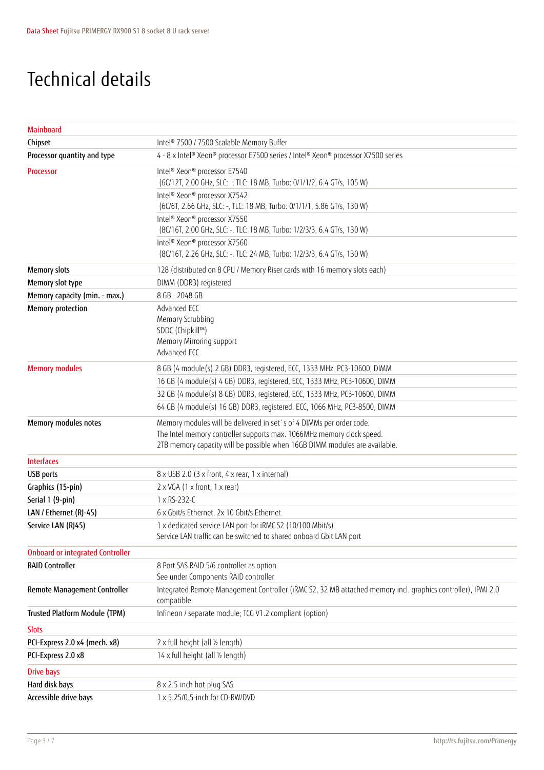# Technical details

| | |
|---|---|
| **Mainboard** | |
| Chipset | Intel® 7500 / 7500 Scalable Memory Buffer |
| Processor quantity and type | 4 - 8 x Intel® Xeon® processor E7500 series / Intel® Xeon® processor X7500 series |
| **Processor** | Intel® Xeon® processor E7540<br>(6C/12T, 2.00 GHz, SLC: -, TLC: 18 MB, Turbo: 0/1/1/2, 6.4 GT/s, 105 W) |
| | Intel® Xeon® processor X7542<br>(6C/6T, 2.66 GHz, SLC: -, TLC: 18 MB, Turbo: 0/1/1/1, 5.86 GT/s, 130 W) |
| | Intel® Xeon® processor X7550<br>(8C/16T, 2.00 GHz, SLC: -, TLC: 18 MB, Turbo: 1/2/3/3, 6.4 GT/s, 130 W) |
| | Intel® Xeon® processor X7560<br>(8C/16T, 2.26 GHz, SLC: -, TLC: 24 MB, Turbo: 1/2/3/3, 6.4 GT/s, 130 W) |
| Memory slots | 128 (distributed on 8 CPU / Memory Riser cards with 16 memory slots each) |
| Memory slot type | DIMM (DDR3) registered |
| Memory capacity (min. - max.) | 8 GB - 2048 GB |
| Memory protection | Advanced ECC<br>Memory Scrubbing<br>SDDC (Chipkill™)<br>Memory Mirroring support<br>Advanced ECC |
| **Memory modules** | 8 GB (4 module(s) 2 GB) DDR3, registered, ECC, 1333 MHz, PC3-10600, DIMM |
| | 16 GB (4 module(s) 4 GB) DDR3, registered, ECC, 1333 MHz, PC3-10600, DIMM |
| | 32 GB (4 module(s) 8 GB) DDR3, registered, ECC, 1333 MHz, PC3-10600, DIMM |
| | 64 GB (4 module(s) 16 GB) DDR3, registered, ECC, 1066 MHz, PC3-8500, DIMM |
| Memory modules notes | Memory modules will be delivered in set´s of 4 DIMMs per order code.<br>The Intel memory controller supports max. 1066MHz memory clock speed.<br>2TB memory capacity will be possible when 16GB DIMM modules are available. |
| **Interfaces** | |
| USB ports | 8 x USB 2.0 (3 x front, 4 x rear, 1 x internal) |
| Graphics (15-pin) | 2 x VGA (1 x front, 1 x rear) |
| Serial 1 (9-pin) | 1 x RS-232-C |
| LAN / Ethernet (RJ-45) | 6 x Gbit/s Ethernet, 2x 10 Gbit/s Ethernet |
| Service LAN (RJ45) | 1 x dedicated service LAN port for iRMC S2 (10/100 Mbit/s)<br>Service LAN traffic can be switched to shared onboard Gbit LAN port |
| **Onboard or integrated Controller** | |
| RAID Controller | 8 Port SAS RAID 5/6 controller as option<br>See under Components RAID controller |
| Remote Management Controller | Integrated Remote Management Controller (iRMC S2, 32 MB attached memory incl. graphics controller), IPMI 2.0 compatible |
| Trusted Platform Module (TPM) | Infineon / separate module; TCG V1.2 compliant (option) |
| **Slots** | |
| PCI-Express 2.0 x4 (mech. x8) | 2 x full height (all ½ length) |
| PCI-Express 2.0 x8 | 14 x full height (all ½ length) |
| **Drive bays** | |
| Hard disk bays | 8 x 2.5-inch hot-plug SAS |
| Accessible drive bays | 1 x 5.25/0.5-inch for CD-RW/DVD |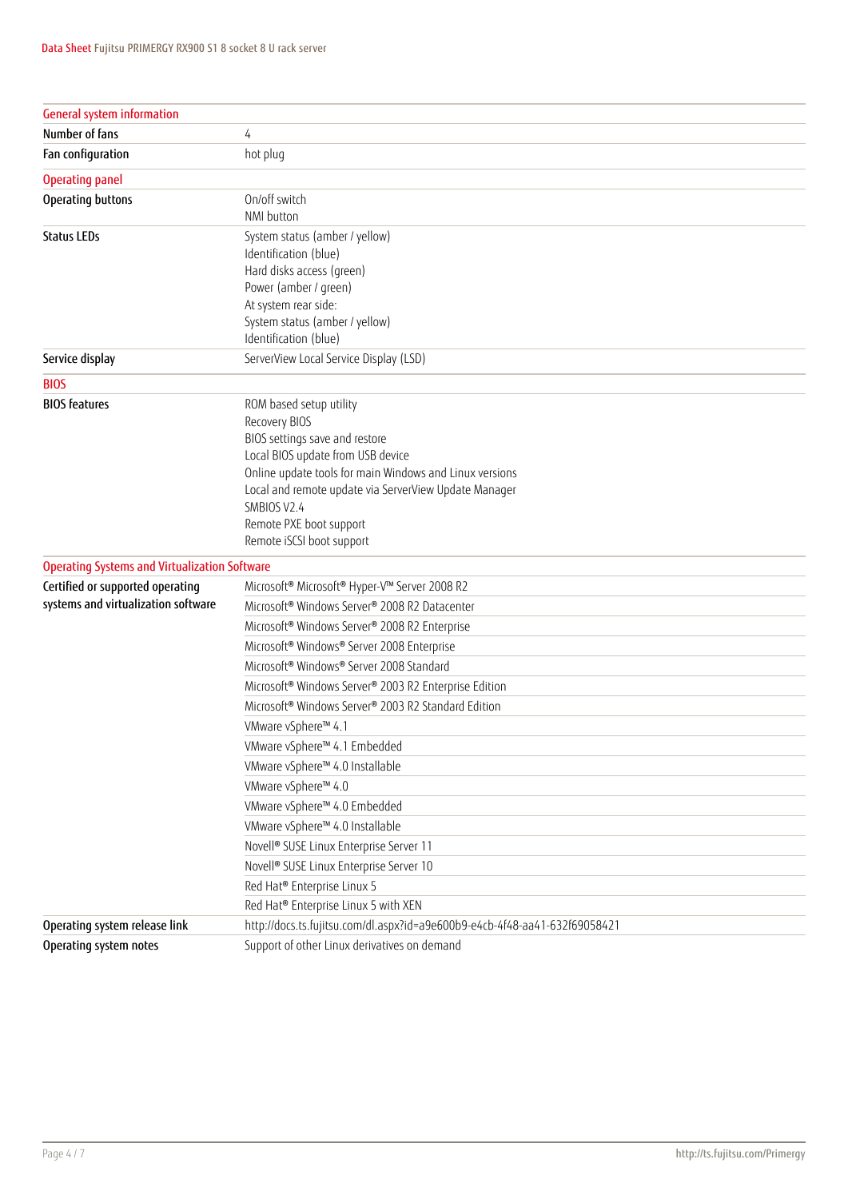| General system information | |
|---|---|
| Number of fans | 4 |
| Fan configuration | hot plug |
| **Operating panel** | |
| Operating buttons | On/off switch<br>NMI button |
| Status LEDs | System status (amber / yellow)<br>Identification (blue)<br>Hard disks access (green)<br>Power (amber / green)<br>At system rear side:<br>System status (amber / yellow)<br>Identification (blue) |
| Service display | ServerView Local Service Display (LSD) |
| **BIOS** | |
| BIOS features | ROM based setup utility<br>Recovery BIOS<br>BIOS settings save and restore<br>Local BIOS update from USB device<br>Online update tools for main Windows and Linux versions<br>Local and remote update via ServerView Update Manager<br>SMBIOS V2.4<br>Remote PXE boot support<br>Remote iSCSI boot support |
| **Operating Systems and Virtualization Software** | |
| Certified or supported operating systems and virtualization software | Microsoft® Microsoft® Hyper-V™ Server 2008 R2 |
| | Microsoft® Windows Server® 2008 R2 Datacenter |
| | Microsoft® Windows Server® 2008 R2 Enterprise |
| | Microsoft® Windows® Server 2008 Enterprise |
| | Microsoft® Windows® Server 2008 Standard |
| | Microsoft® Windows Server® 2003 R2 Enterprise Edition |
| | Microsoft® Windows Server® 2003 R2 Standard Edition |
| | VMware vSphere™ 4.1 |
| | VMware vSphere™ 4.1 Embedded |
| | VMware vSphere™ 4.0 Installable |
| | VMware vSphere™ 4.0 |
| | VMware vSphere™ 4.0 Embedded |
| | VMware vSphere™ 4.0 Installable |
| | Novell® SUSE Linux Enterprise Server 11 |
| | Novell® SUSE Linux Enterprise Server 10 |
| | Red Hat® Enterprise Linux 5 |
| | Red Hat® Enterprise Linux 5 with XEN |
| Operating system release link | http://docs.ts.fujitsu.com/dl.aspx?id=a9e600b9-e4cb-4f48-aa41-632f69058421 |
| Operating system notes | Support of other Linux derivatives on demand |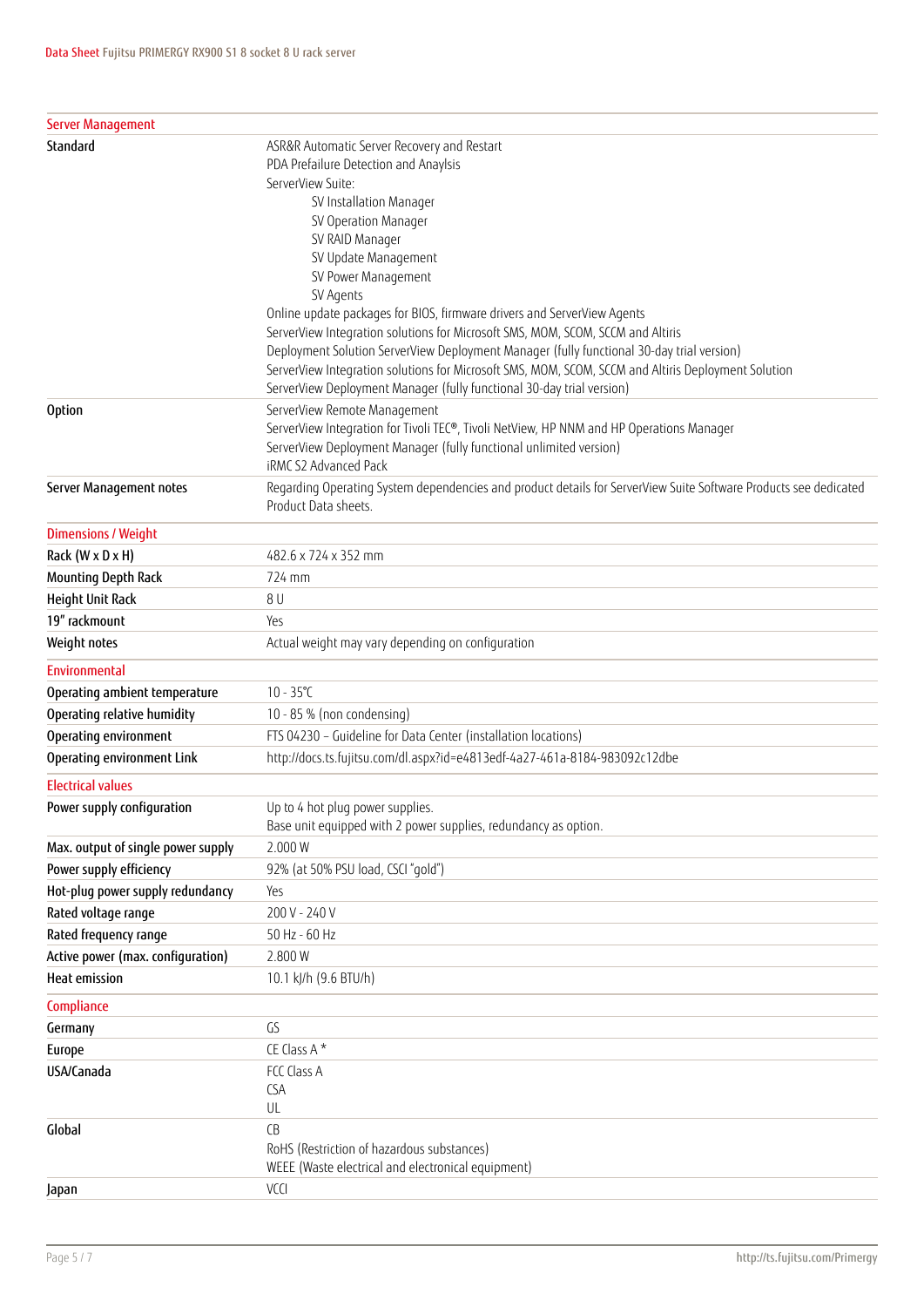| Server Management | |
|---|---|
| **Standard** | ASR&R Automatic Server Recovery and Restart<br>PDA Prefailure Detection and Anaylsis<br>ServerView Suite:<br>SV Installation Manager<br>SV Operation Manager<br>SV RAID Manager<br>SV Update Management<br>SV Power Management<br>SV Agents<br>Online update packages for BIOS, firmware drivers and ServerView Agents<br>ServerView Integration solutions for Microsoft SMS, MOM, SCOM, SCCM and Altiris<br>Deployment Solution ServerView Deployment Manager (fully functional 30-day trial version)<br>ServerView Integration solutions for Microsoft SMS, MOM, SCOM, SCCM and Altiris Deployment Solution<br>ServerView Deployment Manager (fully functional 30-day trial version) |
| **Option** | ServerView Remote Management<br>ServerView Integration for Tivoli TEC®, Tivoli NetView, HP NNM and HP Operations Manager<br>ServerView Deployment Manager (fully functional unlimited version)<br>iRMC S2 Advanced Pack |
| **Server Management notes** | Regarding Operating System dependencies and product details for ServerView Suite Software Products see dedicated Product Data sheets. |

| Dimensions / Weight | |
|---|---|
| **Rack (W x D x H)** | 482.6 x 724 x 352 mm |
| **Mounting Depth Rack** | 724 mm |
| **Height Unit Rack** | 8 U |
| **19" rackmount** | Yes |
| **Weight notes** | Actual weight may vary depending on configuration |

| Environmental | |
|---|---|
| **Operating ambient temperature** | 10 - 35°C |
| **Operating relative humidity** | 10 - 85 % (non condensing) |
| **Operating environment** | FTS 04230 – Guideline for Data Center (installation locations) |
| **Operating environment Link** | http://docs.ts.fujitsu.com/dl.aspx?id=e4813edf-4a27-461a-8184-983092c12dbe |

| Electrical values | |
|---|---|
| **Power supply configuration** | Up to 4 hot plug power supplies.<br>Base unit equipped with 2 power supplies, redundancy as option. |
| **Max. output of single power supply** | 2.000 W |
| **Power supply efficiency** | 92% (at 50% PSU load, CSCI "gold") |
| **Hot-plug power supply redundancy** | Yes |
| **Rated voltage range** | 200 V - 240 V |
| **Rated frequency range** | 50 Hz - 60 Hz |
| **Active power (max. configuration)** | 2.800 W |
| **Heat emission** | 10.1 kJ/h (9.6 BTU/h) |

| Compliance | |
|---|---|
| **Germany** | GS |
| **Europe** | CE Class A * |
| **USA/Canada** | FCC Class A<br>CSA<br>UL |
| **Global** | CB<br>RoHS (Restriction of hazardous substances)<br>WEEE (Waste electrical and electronical equipment) |
| **Japan** | VCCI |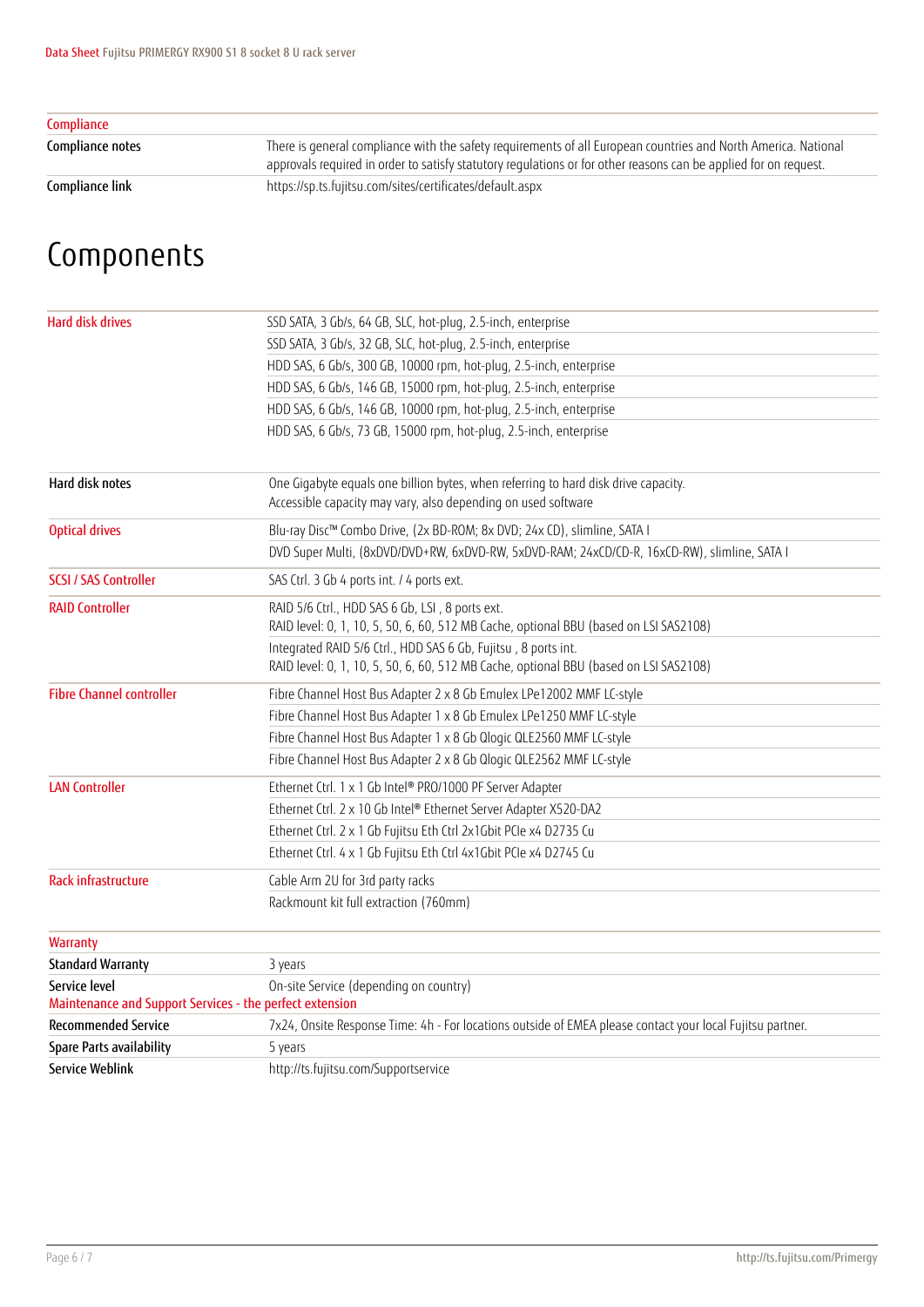| Compliance | |
|---|---|
| Compliance notes | There is general compliance with the safety requirements of all European countries and North America. National approvals required in order to satisfy statutory regulations or for other reasons can be applied for on request. |
| Compliance link | https://sp.ts.fujitsu.com/sites/certificates/default.aspx |

# Components

| | |
|---|---|
| Hard disk drives | SSD SATA, 3 Gb/s, 64 GB, SLC, hot-plug, 2.5-inch, enterprise |
| | SSD SATA, 3 Gb/s, 32 GB, SLC, hot-plug, 2.5-inch, enterprise |
| | HDD SAS, 6 Gb/s, 300 GB, 10000 rpm, hot-plug, 2.5-inch, enterprise |
| | HDD SAS, 6 Gb/s, 146 GB, 15000 rpm, hot-plug, 2.5-inch, enterprise |
| | HDD SAS, 6 Gb/s, 146 GB, 10000 rpm, hot-plug, 2.5-inch, enterprise |
| | HDD SAS, 6 Gb/s, 73 GB, 15000 rpm, hot-plug, 2.5-inch, enterprise |
| Hard disk notes | One Gigabyte equals one billion bytes, when referring to hard disk drive capacity. Accessible capacity may vary, also depending on used software |
| Optical drives | Blu-ray Disc™ Combo Drive, (2x BD-ROM; 8x DVD; 24x CD), slimline, SATA I |
| | DVD Super Multi, (8xDVD/DVD+RW, 6xDVD-RW, 5xDVD-RAM; 24xCD/CD-R, 16xCD-RW), slimline, SATA I |
| SCSI / SAS Controller | SAS Ctrl. 3 Gb 4 ports int. / 4 ports ext. |
| RAID Controller | RAID 5/6 Ctrl., HDD SAS 6 Gb, LSI , 8 ports ext. RAID level: 0, 1, 10, 5, 50, 6, 60, 512 MB Cache, optional BBU (based on LSI SAS2108) |
| | Integrated RAID 5/6 Ctrl., HDD SAS 6 Gb, Fujitsu , 8 ports int. RAID level: 0, 1, 10, 5, 50, 6, 60, 512 MB Cache, optional BBU (based on LSI SAS2108) |
| Fibre Channel controller | Fibre Channel Host Bus Adapter 2 x 8 Gb Emulex LPe12002 MMF LC-style |
| | Fibre Channel Host Bus Adapter 1 x 8 Gb Emulex LPe1250 MMF LC-style |
| | Fibre Channel Host Bus Adapter 1 x 8 Gb Qlogic QLE2560 MMF LC-style |
| | Fibre Channel Host Bus Adapter 2 x 8 Gb Qlogic QLE2562 MMF LC-style |
| LAN Controller | Ethernet Ctrl. 1 x 1 Gb Intel® PRO/1000 PF Server Adapter |
| | Ethernet Ctrl. 2 x 10 Gb Intel® Ethernet Server Adapter X520-DA2 |
| | Ethernet Ctrl. 2 x 1 Gb Fujitsu Eth Ctrl 2x1Gbit PCIe x4 D2735 Cu |
| | Ethernet Ctrl. 4 x 1 Gb Fujitsu Eth Ctrl 4x1Gbit PCIe x4 D2745 Cu |
| Rack infrastructure | Cable Arm 2U for 3rd party racks |
| | Rackmount kit full extraction (760mm) |

| Warranty | |
|---|---|
| Standard Warranty | 3 years |
| Service level | On-site Service (depending on country) |
| **Maintenance and Support Services - the perfect extension** | |
| Recommended Service | 7x24, Onsite Response Time: 4h - For locations outside of EMEA please contact your local Fujitsu partner. |
| Spare Parts availability | 5 years |
| Service Weblink | http://ts.fujitsu.com/Supportservice |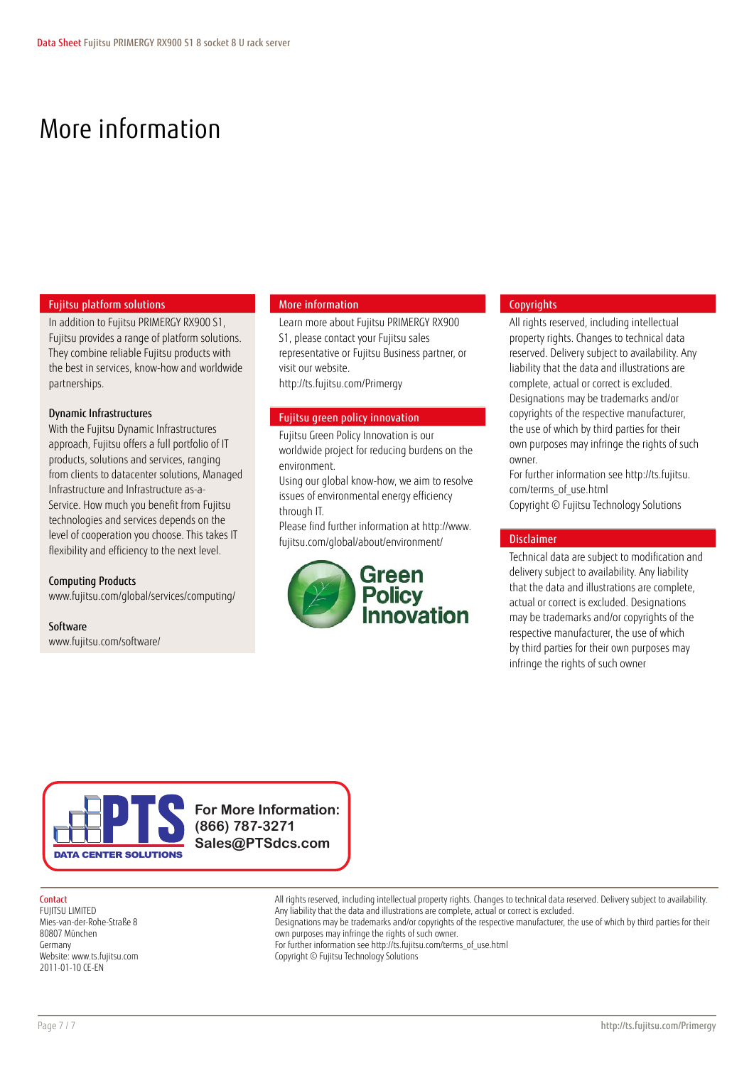# More information

## Fujitsu platform solutions

In addition to Fujitsu PRIMERGY RX900 S1, Fujitsu provides a range of platform solutions. They combine reliable Fujitsu products with the best in services, know-how and worldwide partnerships.

### Dynamic Infrastructures

With the Fujitsu Dynamic Infrastructures approach, Fujitsu offers a full portfolio of IT products, solutions and services, ranging from clients to datacenter solutions, Managed Infrastructure and Infrastructure as-a-Service. How much you benefit from Fujitsu technologies and services depends on the level of cooperation you choose. This takes IT flexibility and efficiency to the next level.

### Computing Products

www.fujitsu.com/global/services/computing/

### Software

www.fujitsu.com/software/

## More information

Learn more about Fujitsu PRIMERGY RX900 S1, please contact your Fujitsu sales representative or Fujitsu Business partner, or visit our website.
http://ts.fujitsu.com/Primergy

## Fujitsu green policy innovation

Fujitsu Green Policy Innovation is our worldwide project for reducing burdens on the environment.
Using our global know-how, we aim to resolve issues of environmental energy efficiency through IT.
Please find further information at http://www.fujitsu.com/global/about/environment/

Green Policy Innovation

## Copyrights

All rights reserved, including intellectual property rights. Changes to technical data reserved. Delivery subject to availability. Any liability that the data and illustrations are complete, actual or correct is excluded. Designations may be trademarks and/or copyrights of the respective manufacturer, the use of which by third parties for their own purposes may infringe the rights of such owner.
For further information see http://ts.fujitsu.com/terms_of_use.html
Copyright © Fujitsu Technology Solutions

## Disclaimer

Technical data are subject to modification and delivery subject to availability. Any liability that the data and illustrations are complete, actual or correct is excluded. Designations may be trademarks and/or copyrights of the respective manufacturer, the use of which by third parties for their own purposes may infringe the rights of such owner

PTS DATA CENTER SOLUTIONS

**For More Information:**
**(866) 787-3271**
**Sales@PTSdcs.com**

**Contact**
FUJITSU LIMITED
Mies-van-der-Rohe-Straße 8
80807 München
Germany
Website: www.ts.fujitsu.com
2011-01-10 CE-EN

All rights reserved, including intellectual property rights. Changes to technical data reserved. Delivery subject to availability. Any liability that the data and illustrations are complete, actual or correct is excluded.
Designations may be trademarks and/or copyrights of the respective manufacturer, the use of which by third parties for their own purposes may infringe the rights of such owner.
For further information see http://ts.fujitsu.com/terms_of_use.html
Copyright © Fujitsu Technology Solutions